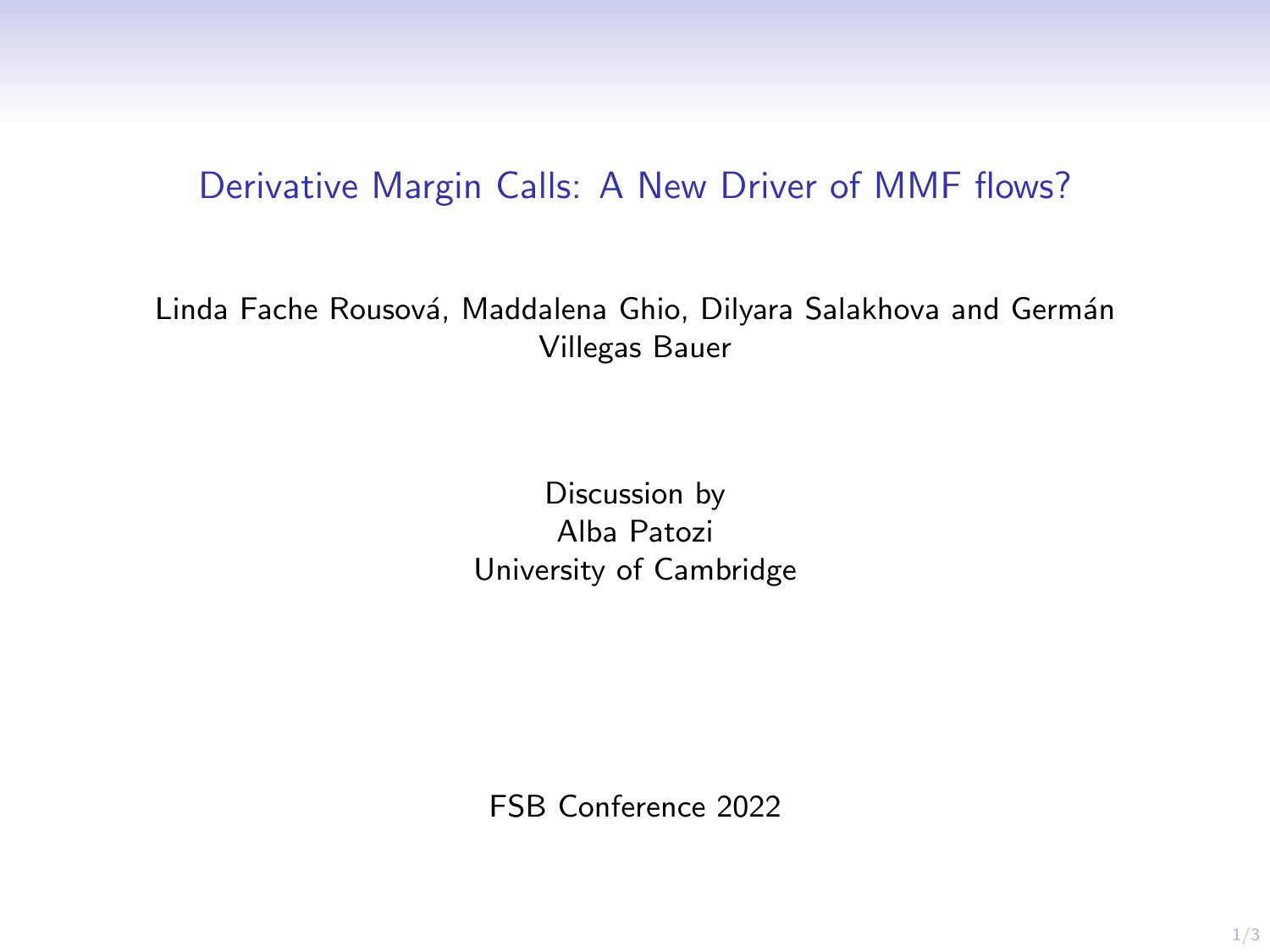# Derivative Margin Calls: A New Driver of MMF flows?

Linda Fache Rousová, Maddalena Ghio, Dilyara Salakhova and Germán Villegas Bauer

Discussion by
Alba Patozi
University of Cambridge

FSB Conference 2022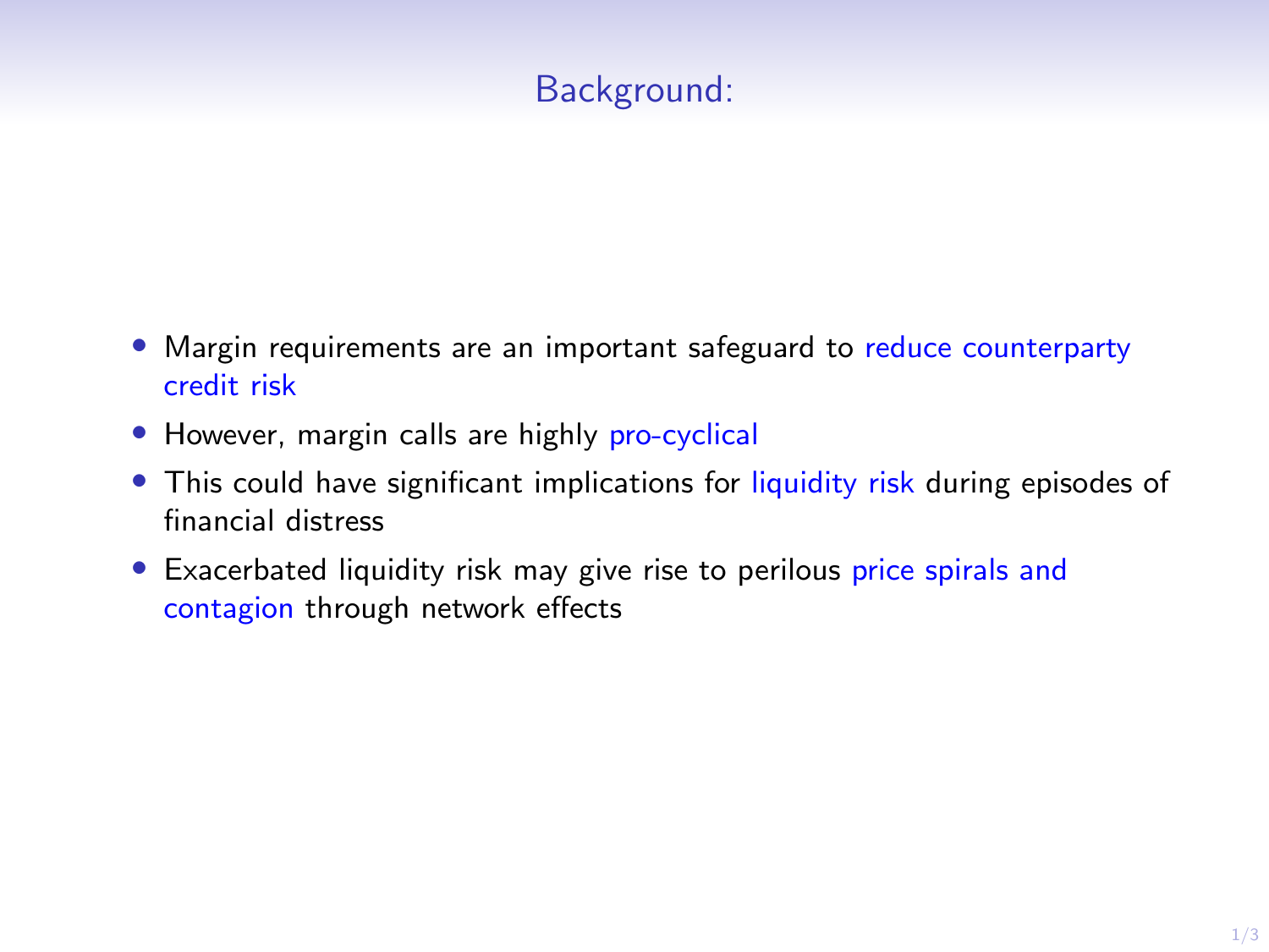## Background:

- Margin requirements are an important safeguard to reduce counterparty credit risk
- However, margin calls are highly pro-cyclical
- This could have significant implications for liquidity risk during episodes of financial distress
- Exacerbated liquidity risk may give rise to perilous price spirals and contagion through network effects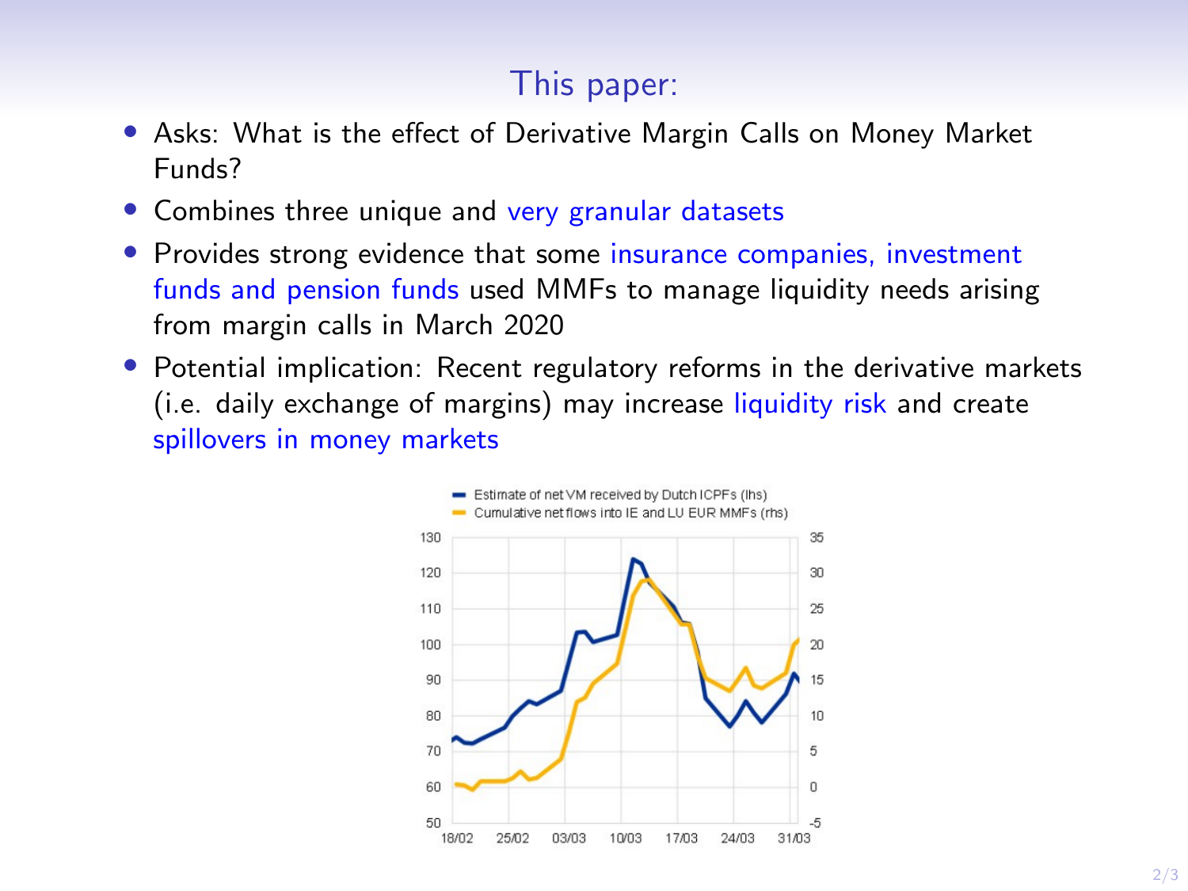## This paper:

- Asks: What is the effect of Derivative Margin Calls on Money Market Funds?
- Combines three unique and very granular datasets
- Provides strong evidence that some insurance companies, investment funds and pension funds used MMFs to manage liquidity needs arising from margin calls in March 2020
- Potential implication: Recent regulatory reforms in the derivative markets (i.e. daily exchange of margins) may increase liquidity risk and create spillovers in money markets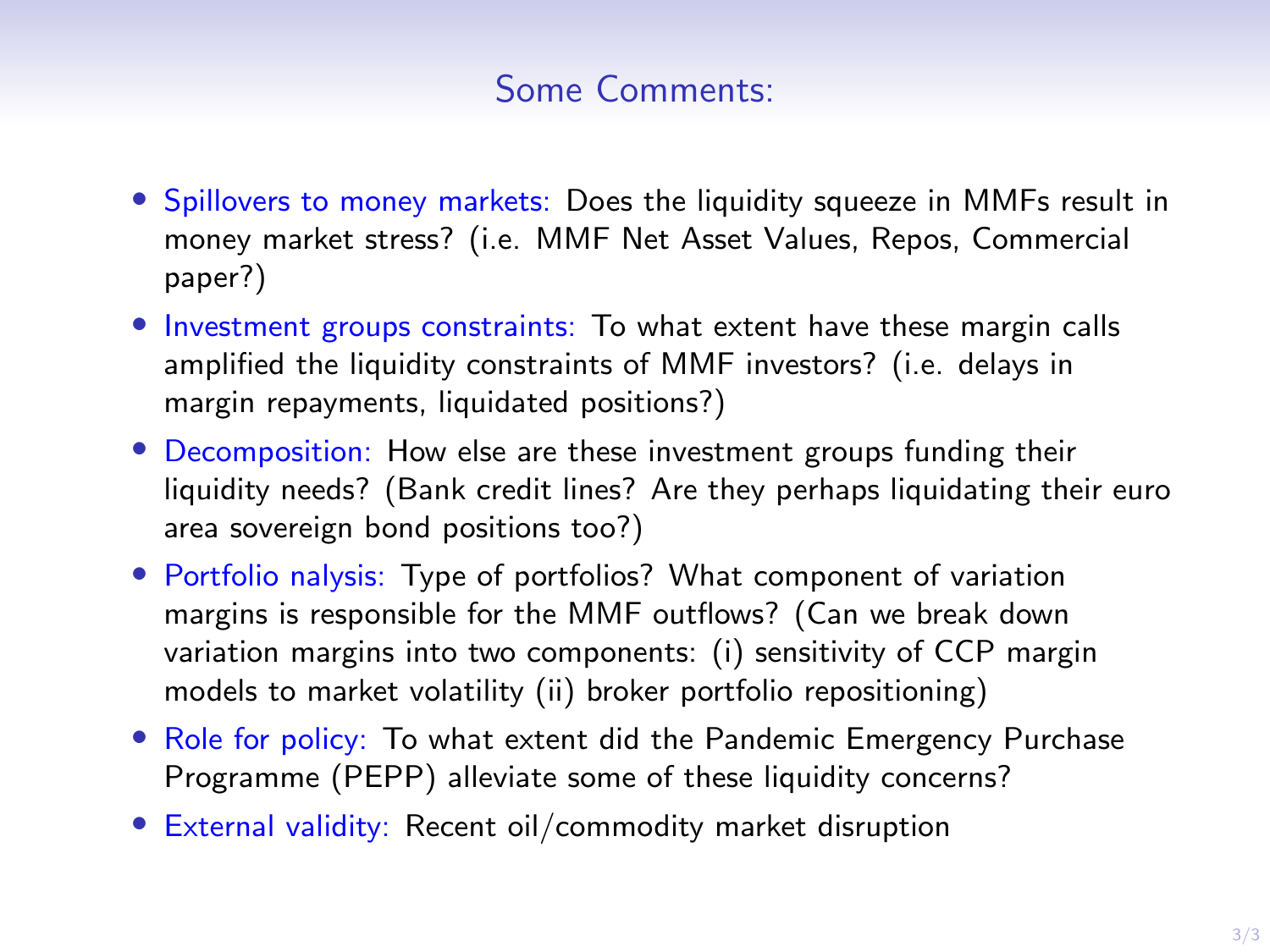# Some Comments:

- Spillovers to money markets: Does the liquidity squeeze in MMFs result in money market stress? (i.e. MMF Net Asset Values, Repos, Commercial paper?)
- Investment groups constraints: To what extent have these margin calls amplified the liquidity constraints of MMF investors? (i.e. delays in margin repayments, liquidated positions?)
- Decomposition: How else are these investment groups funding their liquidity needs? (Bank credit lines? Are they perhaps liquidating their euro area sovereign bond positions too?)
- Portfolio nalysis: Type of portfolios? What component of variation margins is responsible for the MMF outflows? (Can we break down variation margins into two components: (i) sensitivity of CCP margin models to market volatility (ii) broker portfolio repositioning)
- Role for policy: To what extent did the Pandemic Emergency Purchase Programme (PEPP) alleviate some of these liquidity concerns?
- External validity: Recent oil/commodity market disruption